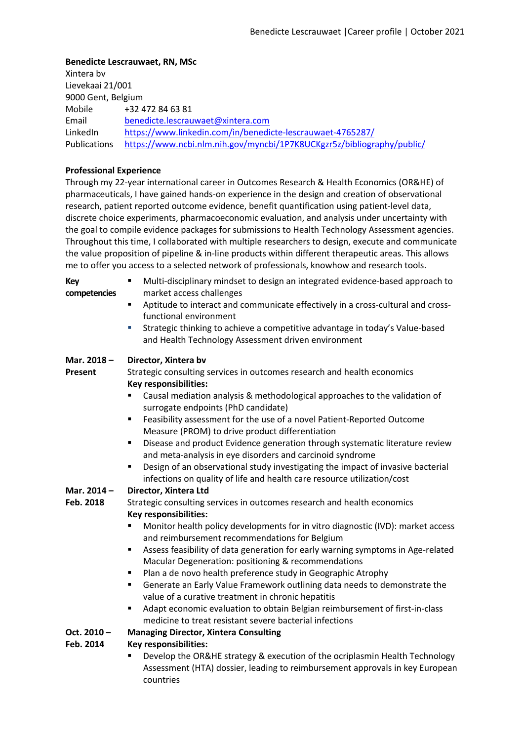**Benedicte Lescrauwaet, RN, MSc**

Xintera bv
Lievekaai 21/001
9000 Gent, Belgium

| | |
|---|---|
| Mobile | +32 472 84 63 81 |
| Email | benedicte.lescrauwaet@xintera.com |
| LinkedIn | https://www.linkedin.com/in/benedicte-lescrauwaet-4765287/ |
| Publications | https://www.ncbi.nlm.nih.gov/myncbi/1P7K8UCKgzr5z/bibliography/public/ |

**Professional Experience**

Through my 22-year international career in Outcomes Research & Health Economics (OR&HE) of pharmaceuticals, I have gained hands-on experience in the design and creation of observational research, patient reported outcome evidence, benefit quantification using patient-level data, discrete choice experiments, pharmacoeconomic evaluation, and analysis under uncertainty with the goal to compile evidence packages for submissions to Health Technology Assessment agencies. Throughout this time, I collaborated with multiple researchers to design, execute and communicate the value proposition of pipeline & in-line products within different therapeutic areas. This allows me to offer you access to a selected network of professionals, knowhow and research tools.

**Key competencies**

- Multi-disciplinary mindset to design an integrated evidence-based approach to market access challenges
- Aptitude to interact and communicate effectively in a cross-cultural and cross-functional environment
- Strategic thinking to achieve a competitive advantage in today's Value-based and Health Technology Assessment driven environment

**Mar. 2018 – Present** — **Director, Xintera bv**

Strategic consulting services in outcomes research and health economics

**Key responsibilities:**

- Causal mediation analysis & methodological approaches to the validation of surrogate endpoints (PhD candidate)
- Feasibility assessment for the use of a novel Patient-Reported Outcome Measure (PROM) to drive product differentiation
- Disease and product Evidence generation through systematic literature review and meta-analysis in eye disorders and carcinoid syndrome
- Design of an observational study investigating the impact of invasive bacterial infections on quality of life and health care resource utilization/cost

**Mar. 2014 – Feb. 2018** — **Director, Xintera Ltd**

Strategic consulting services in outcomes research and health economics

**Key responsibilities:**

- Monitor health policy developments for in vitro diagnostic (IVD): market access and reimbursement recommendations for Belgium
- Assess feasibility of data generation for early warning symptoms in Age-related Macular Degeneration: positioning & recommendations
- Plan a de novo health preference study in Geographic Atrophy
- Generate an Early Value Framework outlining data needs to demonstrate the value of a curative treatment in chronic hepatitis
- Adapt economic evaluation to obtain Belgian reimbursement of first-in-class medicine to treat resistant severe bacterial infections

**Oct. 2010 – Feb. 2014** — **Managing Director, Xintera Consulting**

**Key responsibilities:**

- Develop the OR&HE strategy & execution of the ocriplasmin Health Technology Assessment (HTA) dossier, leading to reimbursement approvals in key European countries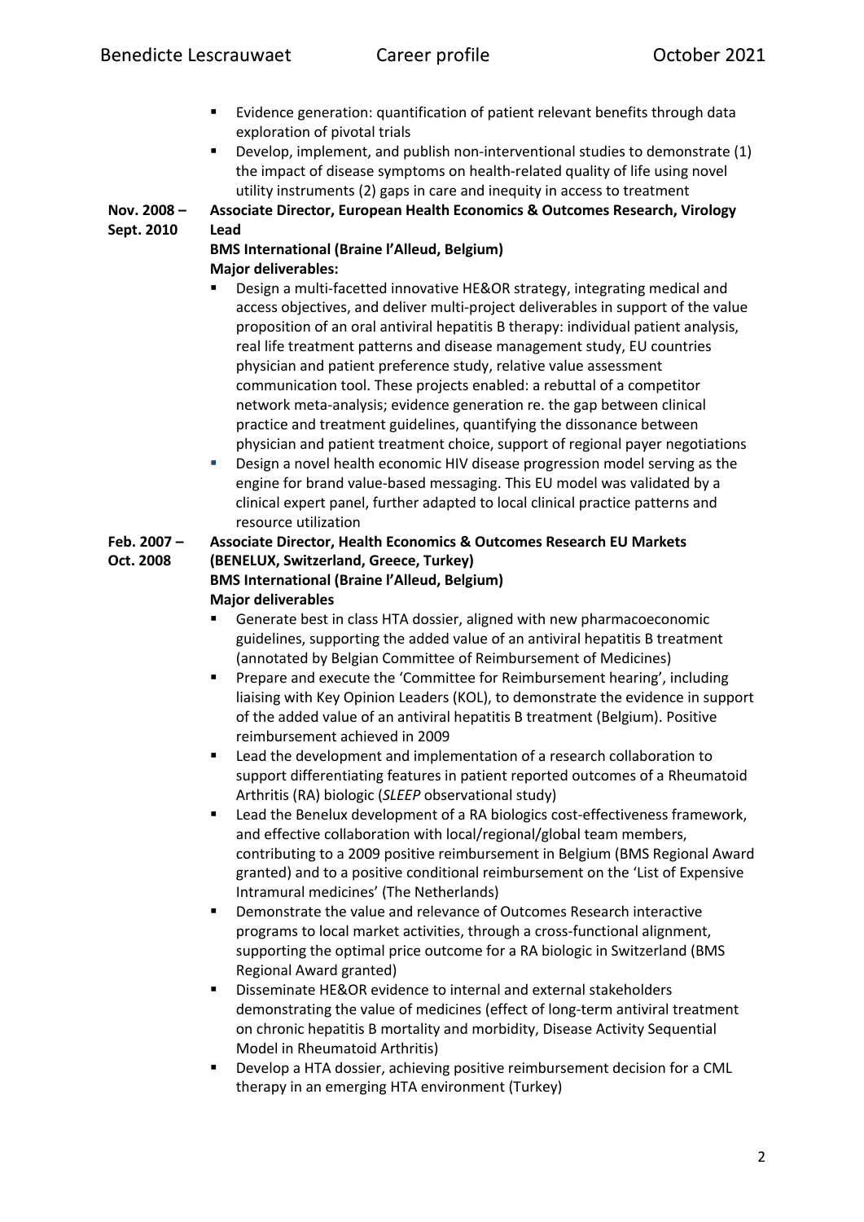- Evidence generation: quantification of patient relevant benefits through data exploration of pivotal trials
- Develop, implement, and publish non-interventional studies to demonstrate (1) the impact of disease symptoms on health-related quality of life using novel utility instruments (2) gaps in care and inequity in access to treatment

**Nov. 2008 – Sept. 2010** **Associate Director, European Health Economics & Outcomes Research, Virology Lead**
**BMS International (Braine l'Alleud, Belgium)**
**Major deliverables:**

- Design a multi-facetted innovative HE&OR strategy, integrating medical and access objectives, and deliver multi-project deliverables in support of the value proposition of an oral antiviral hepatitis B therapy: individual patient analysis, real life treatment patterns and disease management study, EU countries physician and patient preference study, relative value assessment communication tool. These projects enabled: a rebuttal of a competitor network meta-analysis; evidence generation re. the gap between clinical practice and treatment guidelines, quantifying the dissonance between physician and patient treatment choice, support of regional payer negotiations
- Design a novel health economic HIV disease progression model serving as the engine for brand value-based messaging. This EU model was validated by a clinical expert panel, further adapted to local clinical practice patterns and resource utilization

**Feb. 2007 – Oct. 2008** **Associate Director, Health Economics & Outcomes Research EU Markets (BENELUX, Switzerland, Greece, Turkey)**
**BMS International (Braine l'Alleud, Belgium)**
**Major deliverables**

- Generate best in class HTA dossier, aligned with new pharmacoeconomic guidelines, supporting the added value of an antiviral hepatitis B treatment (annotated by Belgian Committee of Reimbursement of Medicines)
- Prepare and execute the 'Committee for Reimbursement hearing', including liaising with Key Opinion Leaders (KOL), to demonstrate the evidence in support of the added value of an antiviral hepatitis B treatment (Belgium). Positive reimbursement achieved in 2009
- Lead the development and implementation of a research collaboration to support differentiating features in patient reported outcomes of a Rheumatoid Arthritis (RA) biologic (*SLEEP* observational study)
- Lead the Benelux development of a RA biologics cost-effectiveness framework, and effective collaboration with local/regional/global team members, contributing to a 2009 positive reimbursement in Belgium (BMS Regional Award granted) and to a positive conditional reimbursement on the 'List of Expensive Intramural medicines' (The Netherlands)
- Demonstrate the value and relevance of Outcomes Research interactive programs to local market activities, through a cross-functional alignment, supporting the optimal price outcome for a RA biologic in Switzerland (BMS Regional Award granted)
- Disseminate HE&OR evidence to internal and external stakeholders demonstrating the value of medicines (effect of long-term antiviral treatment on chronic hepatitis B mortality and morbidity, Disease Activity Sequential Model in Rheumatoid Arthritis)
- Develop a HTA dossier, achieving positive reimbursement decision for a CML therapy in an emerging HTA environment (Turkey)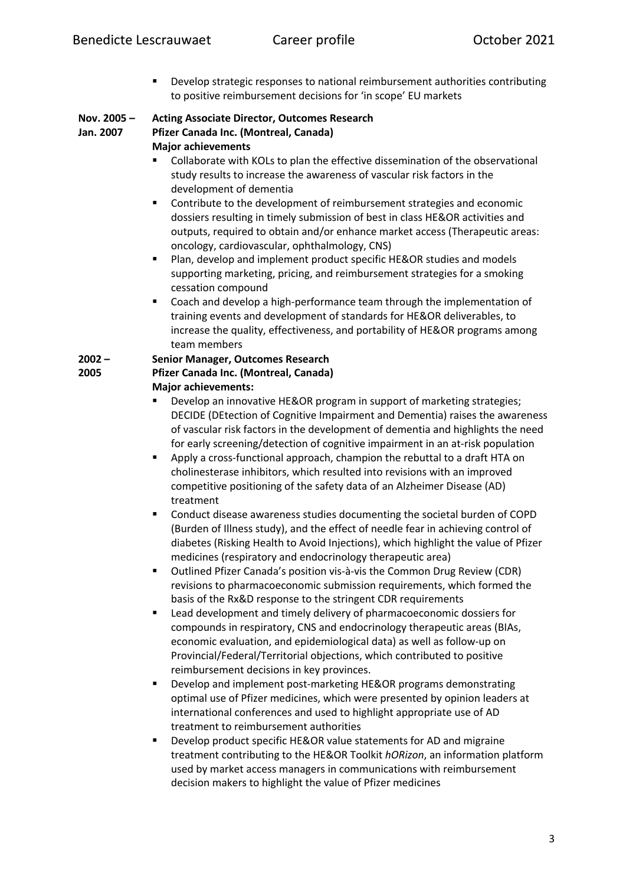- Develop strategic responses to national reimbursement authorities contributing to positive reimbursement decisions for 'in scope' EU markets

**Nov. 2005 – Jan. 2007** **Acting Associate Director, Outcomes Research**
**Pfizer Canada Inc. (Montreal, Canada)**
**Major achievements**

- Collaborate with KOLs to plan the effective dissemination of the observational study results to increase the awareness of vascular risk factors in the development of dementia
- Contribute to the development of reimbursement strategies and economic dossiers resulting in timely submission of best in class HE&OR activities and outputs, required to obtain and/or enhance market access (Therapeutic areas: oncology, cardiovascular, ophthalmology, CNS)
- Plan, develop and implement product specific HE&OR studies and models supporting marketing, pricing, and reimbursement strategies for a smoking cessation compound
- Coach and develop a high-performance team through the implementation of training events and development of standards for HE&OR deliverables, to increase the quality, effectiveness, and portability of HE&OR programs among team members

**2002 – 2005** **Senior Manager, Outcomes Research**
**Pfizer Canada Inc. (Montreal, Canada)**
**Major achievements:**

- Develop an innovative HE&OR program in support of marketing strategies; DECIDE (DEtection of Cognitive Impairment and Dementia) raises the awareness of vascular risk factors in the development of dementia and highlights the need for early screening/detection of cognitive impairment in an at-risk population
- Apply a cross-functional approach, champion the rebuttal to a draft HTA on cholinesterase inhibitors, which resulted into revisions with an improved competitive positioning of the safety data of an Alzheimer Disease (AD) treatment
- Conduct disease awareness studies documenting the societal burden of COPD (Burden of Illness study), and the effect of needle fear in achieving control of diabetes (Risking Health to Avoid Injections), which highlight the value of Pfizer medicines (respiratory and endocrinology therapeutic area)
- Outlined Pfizer Canada's position vis-à-vis the Common Drug Review (CDR) revisions to pharmacoeconomic submission requirements, which formed the basis of the Rx&D response to the stringent CDR requirements
- Lead development and timely delivery of pharmacoeconomic dossiers for compounds in respiratory, CNS and endocrinology therapeutic areas (BIAs, economic evaluation, and epidemiological data) as well as follow-up on Provincial/Federal/Territorial objections, which contributed to positive reimbursement decisions in key provinces.
- Develop and implement post-marketing HE&OR programs demonstrating optimal use of Pfizer medicines, which were presented by opinion leaders at international conferences and used to highlight appropriate use of AD treatment to reimbursement authorities
- Develop product specific HE&OR value statements for AD and migraine treatment contributing to the HE&OR Toolkit *hORizon*, an information platform used by market access managers in communications with reimbursement decision makers to highlight the value of Pfizer medicines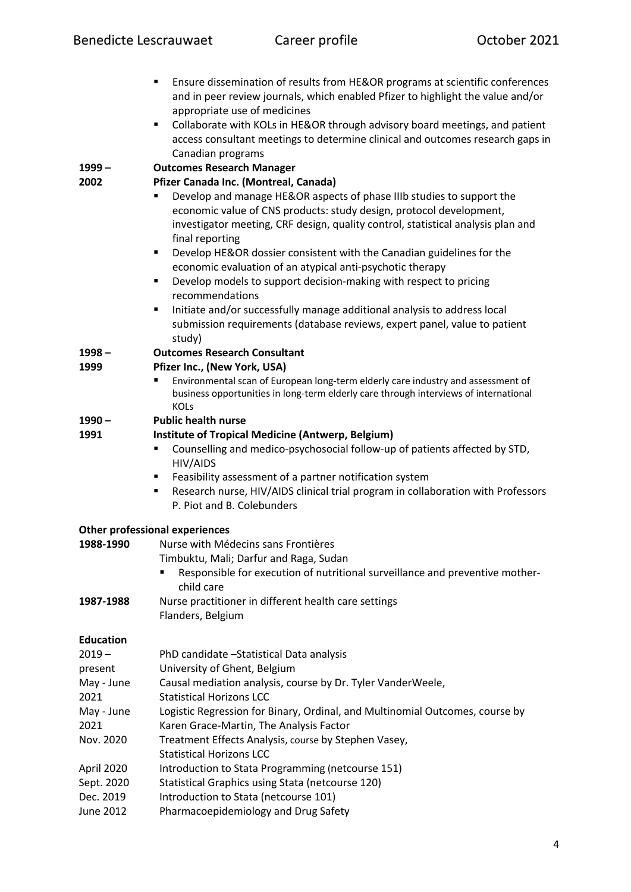- Ensure dissemination of results from HE&OR programs at scientific conferences and in peer review journals, which enabled Pfizer to highlight the value and/or appropriate use of medicines
- Collaborate with KOLs in HE&OR through advisory board meetings, and patient access consultant meetings to determine clinical and outcomes research gaps in Canadian programs

**1999 – 2002** **Outcomes Research Manager**
**Pfizer Canada Inc. (Montreal, Canada)**

- Develop and manage HE&OR aspects of phase IIIb studies to support the economic value of CNS products: study design, protocol development, investigator meeting, CRF design, quality control, statistical analysis plan and final reporting
- Develop HE&OR dossier consistent with the Canadian guidelines for the economic evaluation of an atypical anti-psychotic therapy
- Develop models to support decision-making with respect to pricing recommendations
- Initiate and/or successfully manage additional analysis to address local submission requirements (database reviews, expert panel, value to patient study)

**1998 – 1999** **Outcomes Research Consultant**
**Pfizer Inc., (New York, USA)**

- Environmental scan of European long-term elderly care industry and assessment of business opportunities in long-term elderly care through interviews of international KOLs

**1990 – 1991** **Public health nurse**
**Institute of Tropical Medicine (Antwerp, Belgium)**

- Counselling and medico-psychosocial follow-up of patients affected by STD, HIV/AIDS
- Feasibility assessment of a partner notification system
- Research nurse, HIV/AIDS clinical trial program in collaboration with Professors P. Piot and B. Colebunders

**Other professional experiences**

**1988-1990** Nurse with Médecins sans Frontières
Timbuktu, Mali; Darfur and Raga, Sudan

- Responsible for execution of nutritional surveillance and preventive mother-child care

**1987-1988** Nurse practitioner in different health care settings
Flanders, Belgium

**Education**

| | |
|---|---|
| 2019 – present | PhD candidate –Statistical Data analysis<br>University of Ghent, Belgium |
| May - June 2021 | Causal mediation analysis, course by Dr. Tyler VanderWeele,<br>Statistical Horizons LCC |
| May - June 2021 | Logistic Regression for Binary, Ordinal, and Multinomial Outcomes, course by<br>Karen Grace-Martin, The Analysis Factor |
| Nov. 2020 | Treatment Effects Analysis, course by Stephen Vasey,<br>Statistical Horizons LCC |
| April 2020 | Introduction to Stata Programming (netcourse 151) |
| Sept. 2020 | Statistical Graphics using Stata (netcourse 120) |
| Dec. 2019 | Introduction to Stata (netcourse 101) |
| June 2012 | Pharmacoepidemiology and Drug Safety |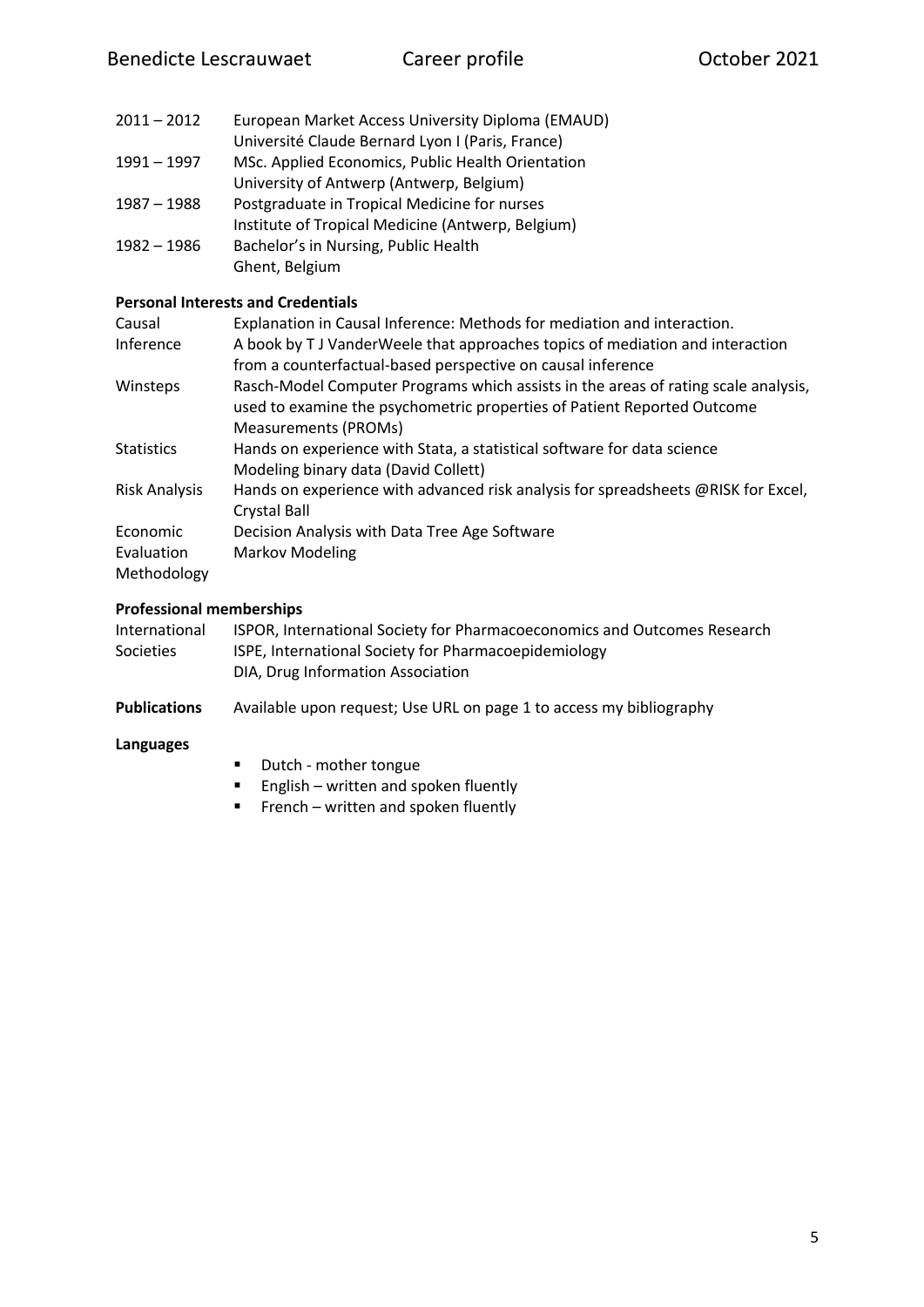| | |
|---|---|
| 2011 – 2012 | European Market Access University Diploma (EMAUD)<br>Université Claude Bernard Lyon I (Paris, France) |
| 1991 – 1997 | MSc. Applied Economics, Public Health Orientation<br>University of Antwerp (Antwerp, Belgium) |
| 1987 – 1988 | Postgraduate in Tropical Medicine for nurses<br>Institute of Tropical Medicine (Antwerp, Belgium) |
| 1982 – 1986 | Bachelor's in Nursing, Public Health<br>Ghent, Belgium |

**Personal Interests and Credentials**

| | |
|---|---|
| Causal Inference | Explanation in Causal Inference: Methods for mediation and interaction.<br>A book by T J VanderWeele that approaches topics of mediation and interaction from a counterfactual-based perspective on causal inference |
| Winsteps | Rasch-Model Computer Programs which assists in the areas of rating scale analysis, used to examine the psychometric properties of Patient Reported Outcome Measurements (PROMs) |
| Statistics | Hands on experience with Stata, a statistical software for data science<br>Modeling binary data (David Collett) |
| Risk Analysis | Hands on experience with advanced risk analysis for spreadsheets @RISK for Excel, Crystal Ball |
| Economic Evaluation Methodology | Decision Analysis with Data Tree Age Software<br>Markov Modeling |

**Professional memberships**

| | |
|---|---|
| International Societies | ISPOR, International Society for Pharmacoeconomics and Outcomes Research<br>ISPE, International Society for Pharmacoepidemiology<br>DIA, Drug Information Association |

**Publications** Available upon request; Use URL on page 1 to access my bibliography

**Languages**

- Dutch - mother tongue
- English – written and spoken fluently
- French – written and spoken fluently